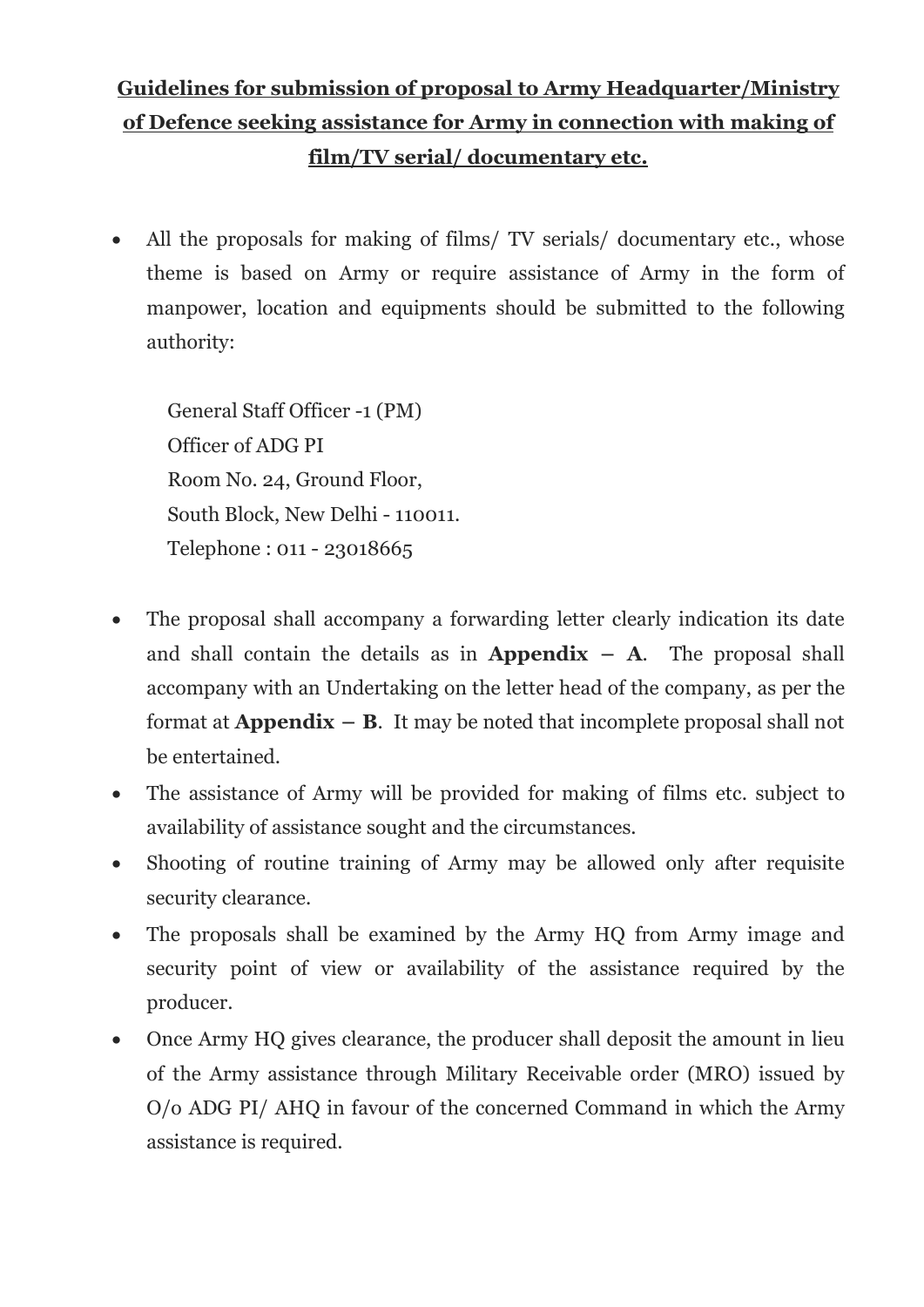**Guidelines for submission of proposal to Army Headquarter/Ministry of Defence seeking assistance for Army in connection with making of film/TV serial/ documentary etc.**

- All the proposals for making of films/ TV serials/ documentary etc., whose theme is based on Army or require assistance of Army in the form of manpower, location and equipments should be submitted to the following authority:

  General Staff Officer -1 (PM)
  Officer of ADG PI
  Room No. 24, Ground Floor,
  South Block, New Delhi - 110011.
  Telephone : 011 - 23018665

- The proposal shall accompany a forwarding letter clearly indication its date and shall contain the details as in **Appendix – A**. The proposal shall accompany with an Undertaking on the letter head of the company, as per the format at **Appendix – B**. It may be noted that incomplete proposal shall not be entertained.
- The assistance of Army will be provided for making of films etc. subject to availability of assistance sought and the circumstances.
- Shooting of routine training of Army may be allowed only after requisite security clearance.
- The proposals shall be examined by the Army HQ from Army image and security point of view or availability of the assistance required by the producer.
- Once Army HQ gives clearance, the producer shall deposit the amount in lieu of the Army assistance through Military Receivable order (MRO) issued by O/o ADG PI/ AHQ in favour of the concerned Command in which the Army assistance is required.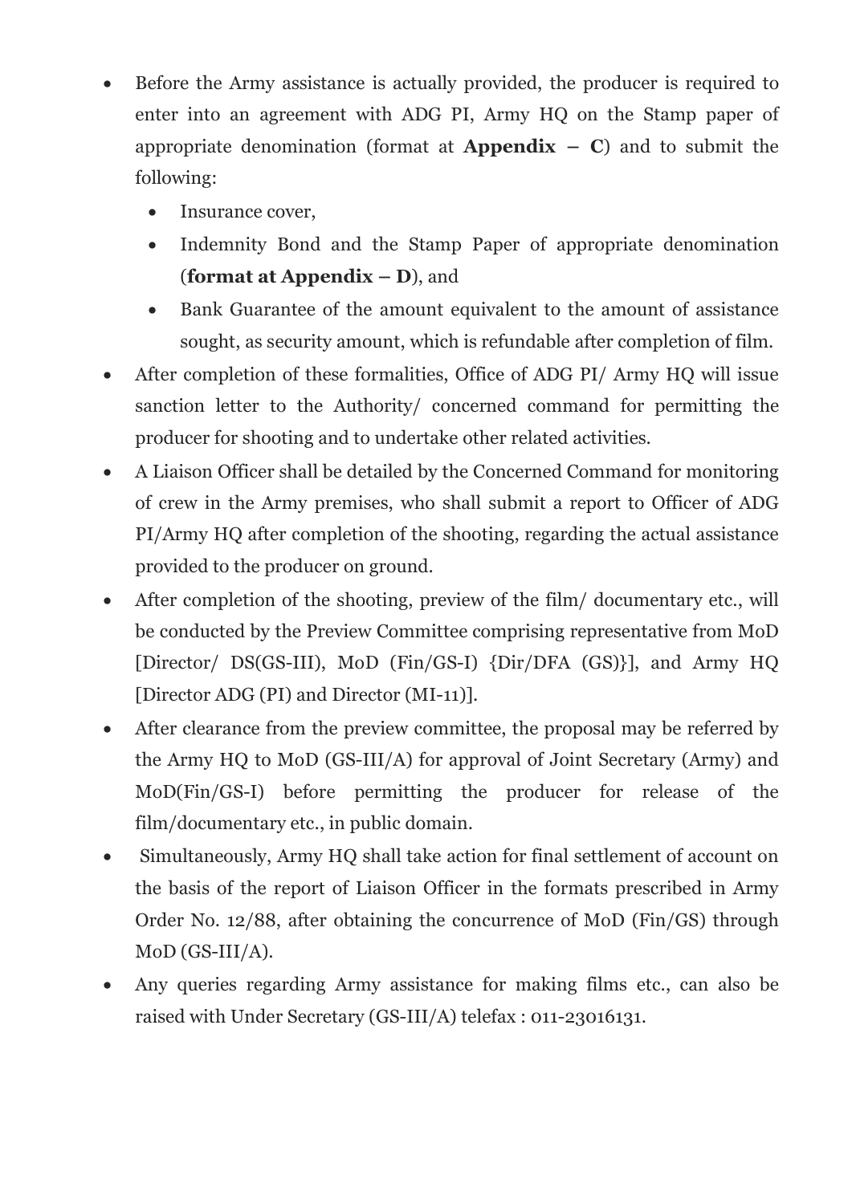- Before the Army assistance is actually provided, the producer is required to enter into an agreement with ADG PI, Army HQ on the Stamp paper of appropriate denomination (format at **Appendix – C**) and to submit the following:
    - Insurance cover,
    - Indemnity Bond and the Stamp Paper of appropriate denomination (**format at Appendix – D**), and
    - Bank Guarantee of the amount equivalent to the amount of assistance sought, as security amount, which is refundable after completion of film.
- After completion of these formalities, Office of ADG PI/ Army HQ will issue sanction letter to the Authority/ concerned command for permitting the producer for shooting and to undertake other related activities.
- A Liaison Officer shall be detailed by the Concerned Command for monitoring of crew in the Army premises, who shall submit a report to Officer of ADG PI/Army HQ after completion of the shooting, regarding the actual assistance provided to the producer on ground.
- After completion of the shooting, preview of the film/ documentary etc., will be conducted by the Preview Committee comprising representative from MoD [Director/ DS(GS-III), MoD (Fin/GS-I) {Dir/DFA (GS)}], and Army HQ [Director ADG (PI) and Director (MI-11)].
- After clearance from the preview committee, the proposal may be referred by the Army HQ to MoD (GS-III/A) for approval of Joint Secretary (Army) and MoD(Fin/GS-I) before permitting the producer for release of the film/documentary etc., in public domain.
- Simultaneously, Army HQ shall take action for final settlement of account on the basis of the report of Liaison Officer in the formats prescribed in Army Order No. 12/88, after obtaining the concurrence of MoD (Fin/GS) through MoD (GS-III/A).
- Any queries regarding Army assistance for making films etc., can also be raised with Under Secretary (GS-III/A) telefax : 011-23016131.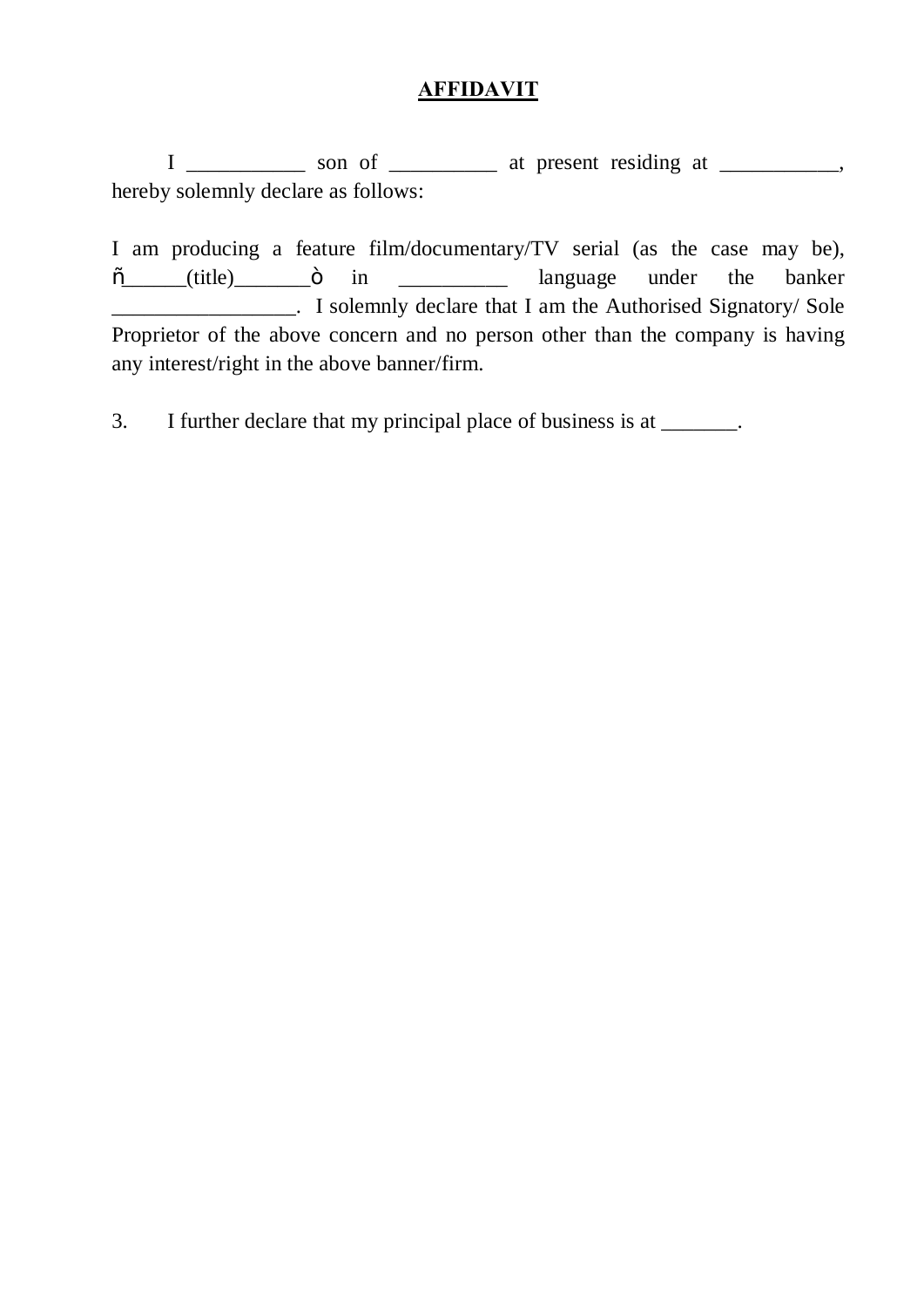# AFFIDAVIT

I ___________ son of __________ at present residing at ___________, hereby solemnly declare as follows:

I am producing a feature film/documentary/TV serial (as the case may be), ñ______(title)_______ò in __________ language under the banker _________________. I solemnly declare that I am the Authorised Signatory/ Sole Proprietor of the above concern and no person other than the company is having any interest/right in the above banner/firm.

3. I further declare that my principal place of business is at _______.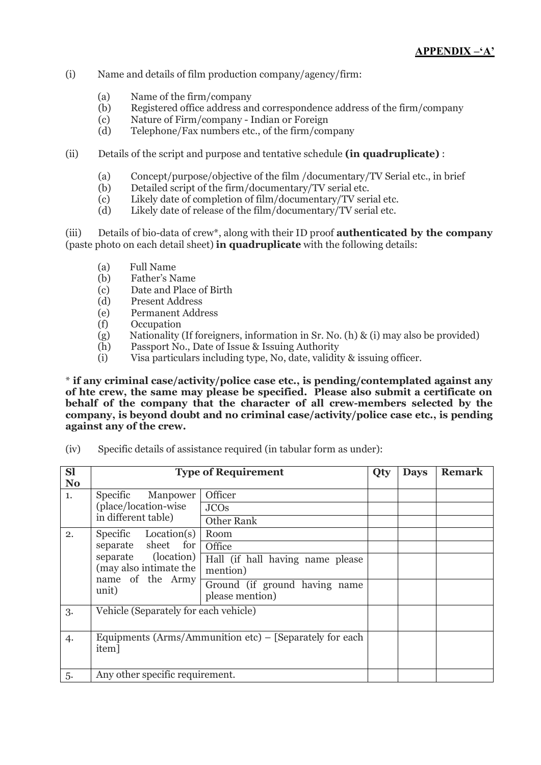**APPENDIX –'A'**

(i) Name and details of film production company/agency/firm:

(a) Name of the firm/company
(b) Registered office address and correspondence address of the firm/company
(c) Nature of Firm/company - Indian or Foreign
(d) Telephone/Fax numbers etc., of the firm/company

(ii) Details of the script and purpose and tentative schedule **(in quadruplicate)** :

(a) Concept/purpose/objective of the film /documentary/TV Serial etc., in brief
(b) Detailed script of the firm/documentary/TV serial etc.
(c) Likely date of completion of film/documentary/TV serial etc.
(d) Likely date of release of the film/documentary/TV serial etc.

(iii) Details of bio-data of crew*, along with their ID proof **authenticated by the company** (paste photo on each detail sheet) **in quadruplicate** with the following details:

(a) Full Name
(b) Father's Name
(c) Date and Place of Birth
(d) Present Address
(e) Permanent Address
(f) Occupation
(g) Nationality (If foreigners, information in Sr. No. (h) & (i) may also be provided)
(h) Passport No., Date of Issue & Issuing Authority
(i) Visa particulars including type, No, date, validity & issuing officer.

* **if any criminal case/activity/police case etc., is pending/contemplated against any of hte crew, the same may please be specified. Please also submit a certificate on behalf of the company that the character of all crew-members selected by the company, is beyond doubt and no criminal case/activity/police case etc., is pending against any of the crew.**

(iv) Specific details of assistance required (in tabular form as under):

| Sl No | Type of Requirement | | Qty | Days | Remark |
|---|---|---|---|---|---|
| 1. | Specific Manpower (place/location-wise in different table) | Officer | | | |
| | | JCOs | | | |
| | | Other Rank | | | |
| 2. | Specific Location(s) separate sheet for separate (location) (may also intimate the name of the Army unit) | Room | | | |
| | | Office | | | |
| | | Hall (if hall having name please mention) | | | |
| | | Ground (if ground having name please mention) | | | |
| 3. | Vehicle (Separately for each vehicle) | | | | |
| 4. | Equipments (Arms/Ammunition etc) – [Separately for each item] | | | | |
| 5. | Any other specific requirement. | | | | |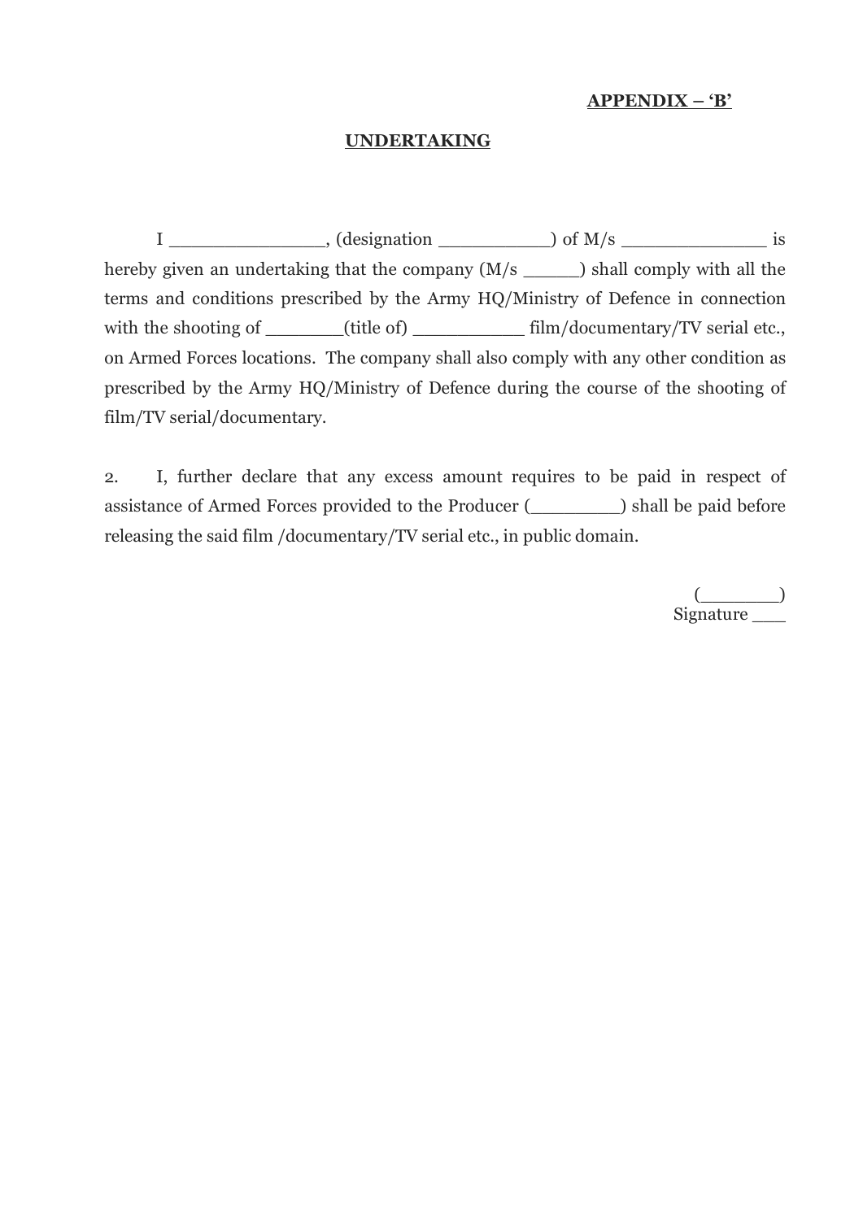**APPENDIX – ‘B’**

**UNDERTAKING**

I _______________, (designation __________) of M/s _____________ is hereby given an undertaking that the company (M/s _____) shall comply with all the terms and conditions prescribed by the Army HQ/Ministry of Defence in connection with the shooting of _______(title of) __________ film/documentary/TV serial etc., on Armed Forces locations. The company shall also comply with any other condition as prescribed by the Army HQ/Ministry of Defence during the course of the shooting of film/TV serial/documentary.

2. I, further declare that any excess amount requires to be paid in respect of assistance of Armed Forces provided to the Producer (________) shall be paid before releasing the said film /documentary/TV serial etc., in public domain.

(_______)
Signature ___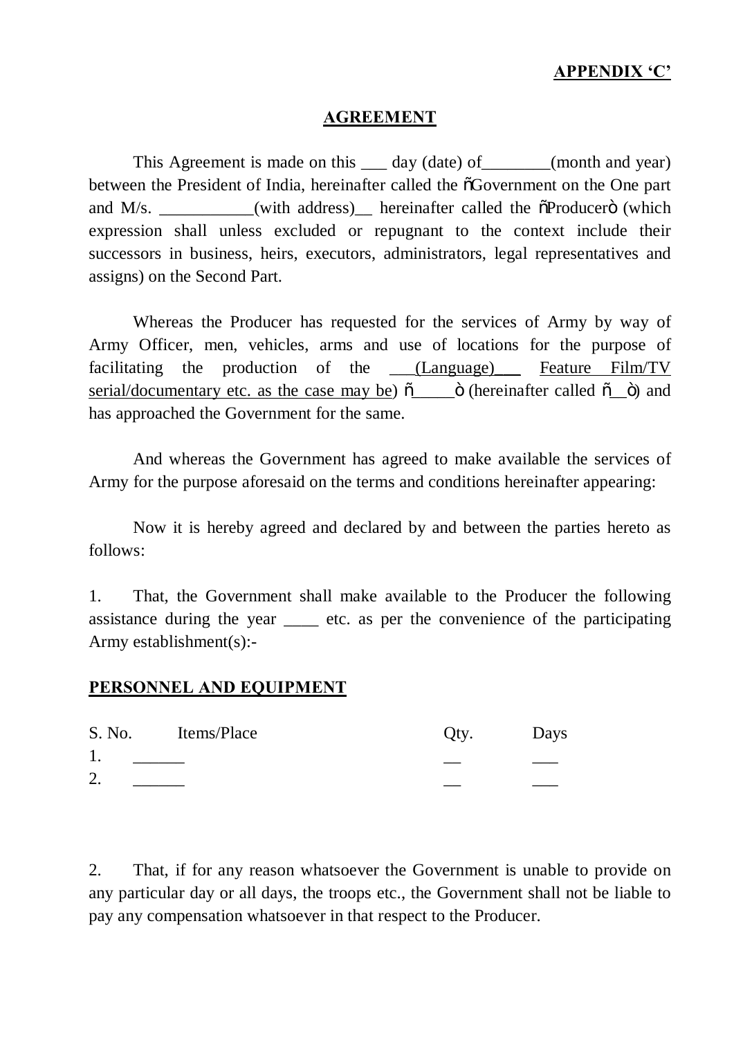**APPENDIX 'C'**

## AGREEMENT

This Agreement is made on this ___ day (date) of________(month and year) between the President of India, hereinafter called the ñGovernment on the One part and M/s. ___________(with address)__ hereinafter called the ñProducerò (which expression shall unless excluded or repugnant to the context include their successors in business, heirs, executors, administrators, legal representatives and assigns) on the Second Part.

Whereas the Producer has requested for the services of Army by way of Army Officer, men, vehicles, arms and use of locations for the purpose of facilitating the production of the ___(Language)___ Feature Film/TV serial/documentary etc. as the case may be) ñ_____ò (hereinafter called ñ__ò) and has approached the Government for the same.

And whereas the Government has agreed to make available the services of Army for the purpose aforesaid on the terms and conditions hereinafter appearing:

Now it is hereby agreed and declared by and between the parties hereto as follows:

1. That, the Government shall make available to the Producer the following assistance during the year ____ etc. as per the convenience of the participating Army establishment(s):-

**PERSONNEL AND EQUIPMENT**

| S. No. | Items/Place | Qty. | Days |
|---|---|---|---|
| 1. | ______ | __ | ___ |
| 2. | ______ | __ | ___ |

2. That, if for any reason whatsoever the Government is unable to provide on any particular day or all days, the troops etc., the Government shall not be liable to pay any compensation whatsoever in that respect to the Producer.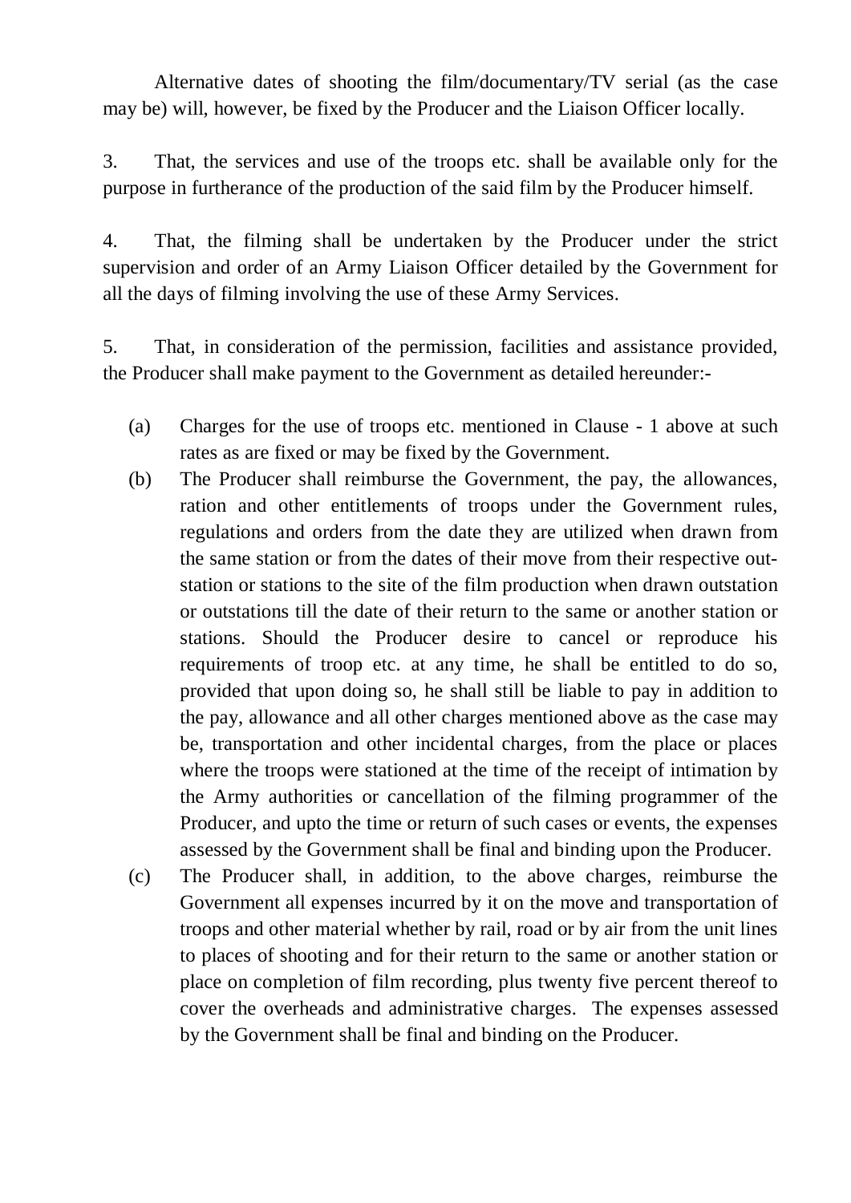Alternative dates of shooting the film/documentary/TV serial (as the case may be) will, however, be fixed by the Producer and the Liaison Officer locally.

3. That, the services and use of the troops etc. shall be available only for the purpose in furtherance of the production of the said film by the Producer himself.

4. That, the filming shall be undertaken by the Producer under the strict supervision and order of an Army Liaison Officer detailed by the Government for all the days of filming involving the use of these Army Services.

5. That, in consideration of the permission, facilities and assistance provided, the Producer shall make payment to the Government as detailed hereunder:-

(a) Charges for the use of troops etc. mentioned in Clause - 1 above at such rates as are fixed or may be fixed by the Government.

(b) The Producer shall reimburse the Government, the pay, the allowances, ration and other entitlements of troops under the Government rules, regulations and orders from the date they are utilized when drawn from the same station or from the dates of their move from their respective out-station or stations to the site of the film production when drawn outstation or outstations till the date of their return to the same or another station or stations. Should the Producer desire to cancel or reproduce his requirements of troop etc. at any time, he shall be entitled to do so, provided that upon doing so, he shall still be liable to pay in addition to the pay, allowance and all other charges mentioned above as the case may be, transportation and other incidental charges, from the place or places where the troops were stationed at the time of the receipt of intimation by the Army authorities or cancellation of the filming programmer of the Producer, and upto the time or return of such cases or events, the expenses assessed by the Government shall be final and binding upon the Producer.

(c) The Producer shall, in addition, to the above charges, reimburse the Government all expenses incurred by it on the move and transportation of troops and other material whether by rail, road or by air from the unit lines to places of shooting and for their return to the same or another station or place on completion of film recording, plus twenty five percent thereof to cover the overheads and administrative charges. The expenses assessed by the Government shall be final and binding on the Producer.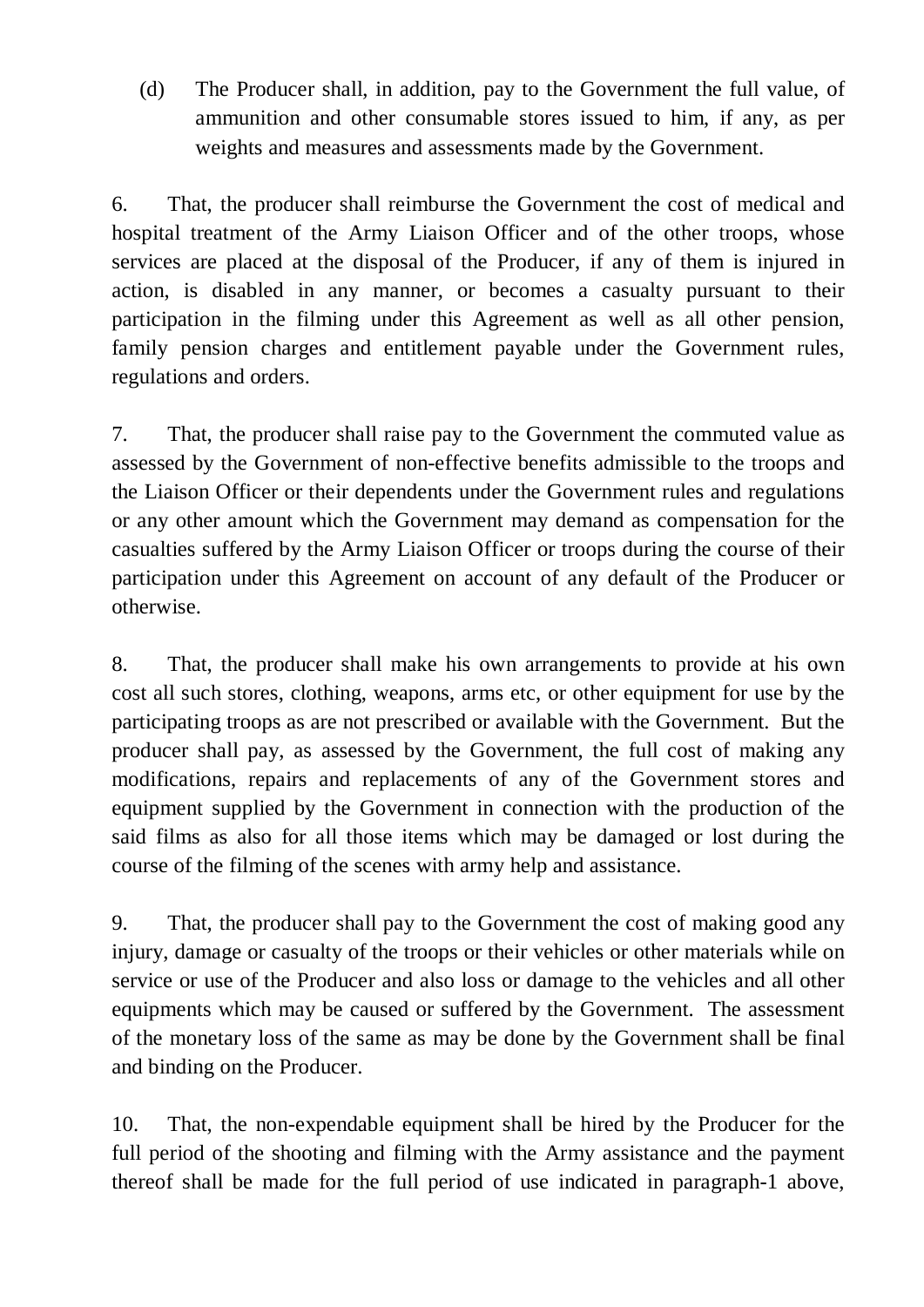(d) The Producer shall, in addition, pay to the Government the full value, of ammunition and other consumable stores issued to him, if any, as per weights and measures and assessments made by the Government.

6. That, the producer shall reimburse the Government the cost of medical and hospital treatment of the Army Liaison Officer and of the other troops, whose services are placed at the disposal of the Producer, if any of them is injured in action, is disabled in any manner, or becomes a casualty pursuant to their participation in the filming under this Agreement as well as all other pension, family pension charges and entitlement payable under the Government rules, regulations and orders.

7. That, the producer shall raise pay to the Government the commuted value as assessed by the Government of non-effective benefits admissible to the troops and the Liaison Officer or their dependents under the Government rules and regulations or any other amount which the Government may demand as compensation for the casualties suffered by the Army Liaison Officer or troops during the course of their participation under this Agreement on account of any default of the Producer or otherwise.

8. That, the producer shall make his own arrangements to provide at his own cost all such stores, clothing, weapons, arms etc, or other equipment for use by the participating troops as are not prescribed or available with the Government. But the producer shall pay, as assessed by the Government, the full cost of making any modifications, repairs and replacements of any of the Government stores and equipment supplied by the Government in connection with the production of the said films as also for all those items which may be damaged or lost during the course of the filming of the scenes with army help and assistance.

9. That, the producer shall pay to the Government the cost of making good any injury, damage or casualty of the troops or their vehicles or other materials while on service or use of the Producer and also loss or damage to the vehicles and all other equipments which may be caused or suffered by the Government. The assessment of the monetary loss of the same as may be done by the Government shall be final and binding on the Producer.

10. That, the non-expendable equipment shall be hired by the Producer for the full period of the shooting and filming with the Army assistance and the payment thereof shall be made for the full period of use indicated in paragraph-1 above,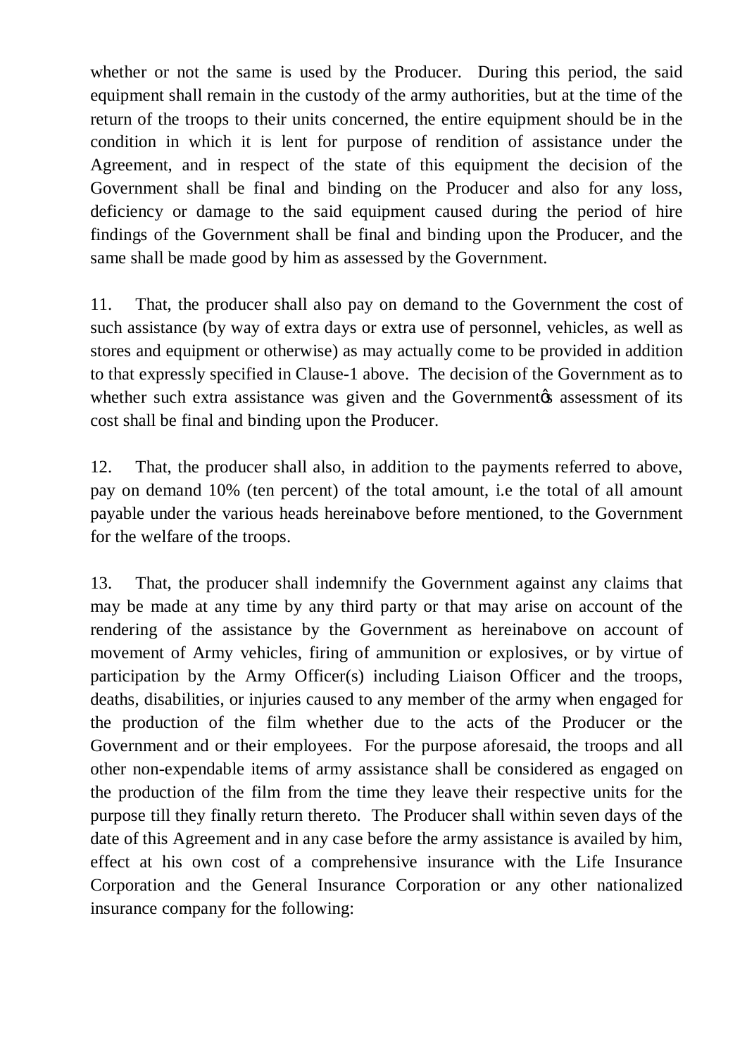whether or not the same is used by the Producer. During this period, the said equipment shall remain in the custody of the army authorities, but at the time of the return of the troops to their units concerned, the entire equipment should be in the condition in which it is lent for purpose of rendition of assistance under the Agreement, and in respect of the state of this equipment the decision of the Government shall be final and binding on the Producer and also for any loss, deficiency or damage to the said equipment caused during the period of hire findings of the Government shall be final and binding upon the Producer, and the same shall be made good by him as assessed by the Government.

11. That, the producer shall also pay on demand to the Government the cost of such assistance (by way of extra days or extra use of personnel, vehicles, as well as stores and equipment or otherwise) as may actually come to be provided in addition to that expressly specified in Clause-1 above. The decision of the Government as to whether such extra assistance was given and the Government's assessment of its cost shall be final and binding upon the Producer.

12. That, the producer shall also, in addition to the payments referred to above, pay on demand 10% (ten percent) of the total amount, i.e the total of all amount payable under the various heads hereinabove before mentioned, to the Government for the welfare of the troops.

13. That, the producer shall indemnify the Government against any claims that may be made at any time by any third party or that may arise on account of the rendering of the assistance by the Government as hereinabove on account of movement of Army vehicles, firing of ammunition or explosives, or by virtue of participation by the Army Officer(s) including Liaison Officer and the troops, deaths, disabilities, or injuries caused to any member of the army when engaged for the production of the film whether due to the acts of the Producer or the Government and or their employees. For the purpose aforesaid, the troops and all other non-expendable items of army assistance shall be considered as engaged on the production of the film from the time they leave their respective units for the purpose till they finally return thereto. The Producer shall within seven days of the date of this Agreement and in any case before the army assistance is availed by him, effect at his own cost of a comprehensive insurance with the Life Insurance Corporation and the General Insurance Corporation or any other nationalized insurance company for the following: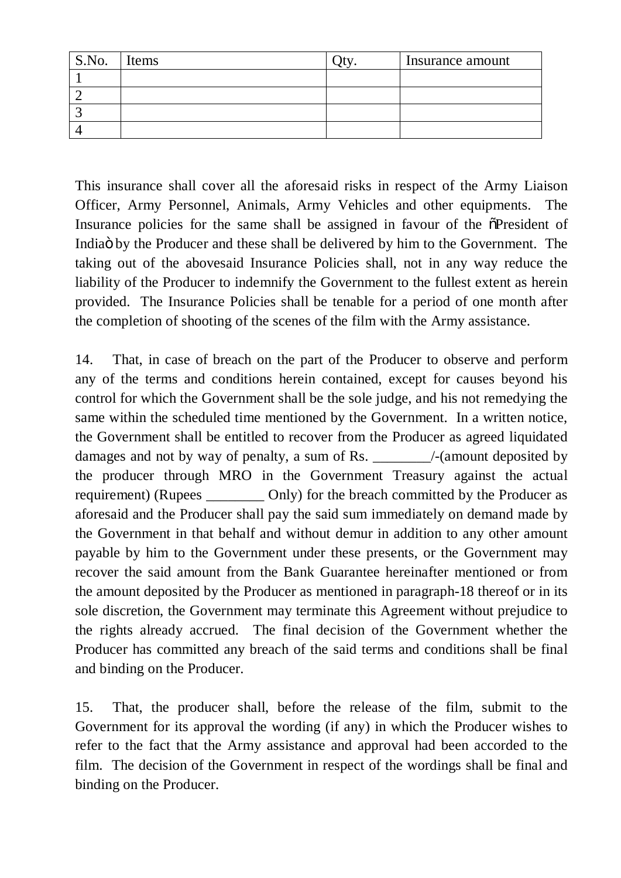| S.No. | Items | Qty. | Insurance amount |
|---|---|---|---|
| 1 | | | |
| 2 | | | |
| 3 | | | |
| 4 | | | |

This insurance shall cover all the aforesaid risks in respect of the Army Liaison Officer, Army Personnel, Animals, Army Vehicles and other equipments. The Insurance policies for the same shall be assigned in favour of the "President of India" by the Producer and these shall be delivered by him to the Government. The taking out of the abovesaid Insurance Policies shall, not in any way reduce the liability of the Producer to indemnify the Government to the fullest extent as herein provided. The Insurance Policies shall be tenable for a period of one month after the completion of shooting of the scenes of the film with the Army assistance.

14. That, in case of breach on the part of the Producer to observe and perform any of the terms and conditions herein contained, except for causes beyond his control for which the Government shall be the sole judge, and his not remedying the same within the scheduled time mentioned by the Government. In a written notice, the Government shall be entitled to recover from the Producer as agreed liquidated damages and not by way of penalty, a sum of Rs. ________/-(amount deposited by the producer through MRO in the Government Treasury against the actual requirement) (Rupees ________ Only) for the breach committed by the Producer as aforesaid and the Producer shall pay the said sum immediately on demand made by the Government in that behalf and without demur in addition to any other amount payable by him to the Government under these presents, or the Government may recover the said amount from the Bank Guarantee hereinafter mentioned or from the amount deposited by the Producer as mentioned in paragraph-18 thereof or in its sole discretion, the Government may terminate this Agreement without prejudice to the rights already accrued. The final decision of the Government whether the Producer has committed any breach of the said terms and conditions shall be final and binding on the Producer.

15. That, the producer shall, before the release of the film, submit to the Government for its approval the wording (if any) in which the Producer wishes to refer to the fact that the Army assistance and approval had been accorded to the film. The decision of the Government in respect of the wordings shall be final and binding on the Producer.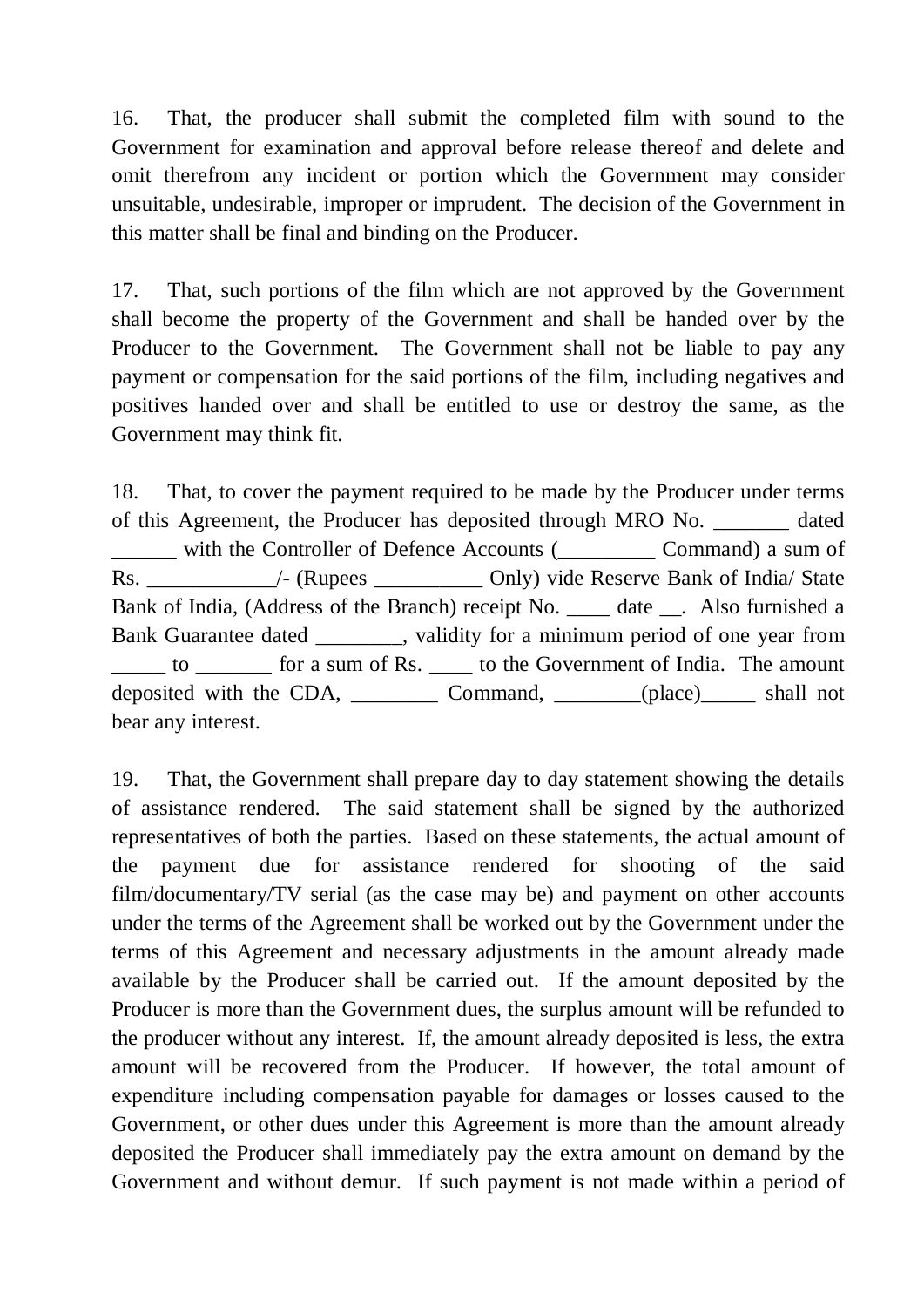16. That, the producer shall submit the completed film with sound to the Government for examination and approval before release thereof and delete and omit therefrom any incident or portion which the Government may consider unsuitable, undesirable, improper or imprudent. The decision of the Government in this matter shall be final and binding on the Producer.

17. That, such portions of the film which are not approved by the Government shall become the property of the Government and shall be handed over by the Producer to the Government. The Government shall not be liable to pay any payment or compensation for the said portions of the film, including negatives and positives handed over and shall be entitled to use or destroy the same, as the Government may think fit.

18. That, to cover the payment required to be made by the Producer under terms of this Agreement, the Producer has deposited through MRO No. _______ dated ______ with the Controller of Defence Accounts (_________ Command) a sum of Rs. ____________/- (Rupees __________ Only) vide Reserve Bank of India/ State Bank of India, (Address of the Branch) receipt No. ____ date __. Also furnished a Bank Guarantee dated ________, validity for a minimum period of one year from _____ to _______ for a sum of Rs. ____ to the Government of India. The amount deposited with the CDA, ________ Command, ________(place)_____ shall not bear any interest.

19. That, the Government shall prepare day to day statement showing the details of assistance rendered. The said statement shall be signed by the authorized representatives of both the parties. Based on these statements, the actual amount of the payment due for assistance rendered for shooting of the said film/documentary/TV serial (as the case may be) and payment on other accounts under the terms of the Agreement shall be worked out by the Government under the terms of this Agreement and necessary adjustments in the amount already made available by the Producer shall be carried out. If the amount deposited by the Producer is more than the Government dues, the surplus amount will be refunded to the producer without any interest. If, the amount already deposited is less, the extra amount will be recovered from the Producer. If however, the total amount of expenditure including compensation payable for damages or losses caused to the Government, or other dues under this Agreement is more than the amount already deposited the Producer shall immediately pay the extra amount on demand by the Government and without demur. If such payment is not made within a period of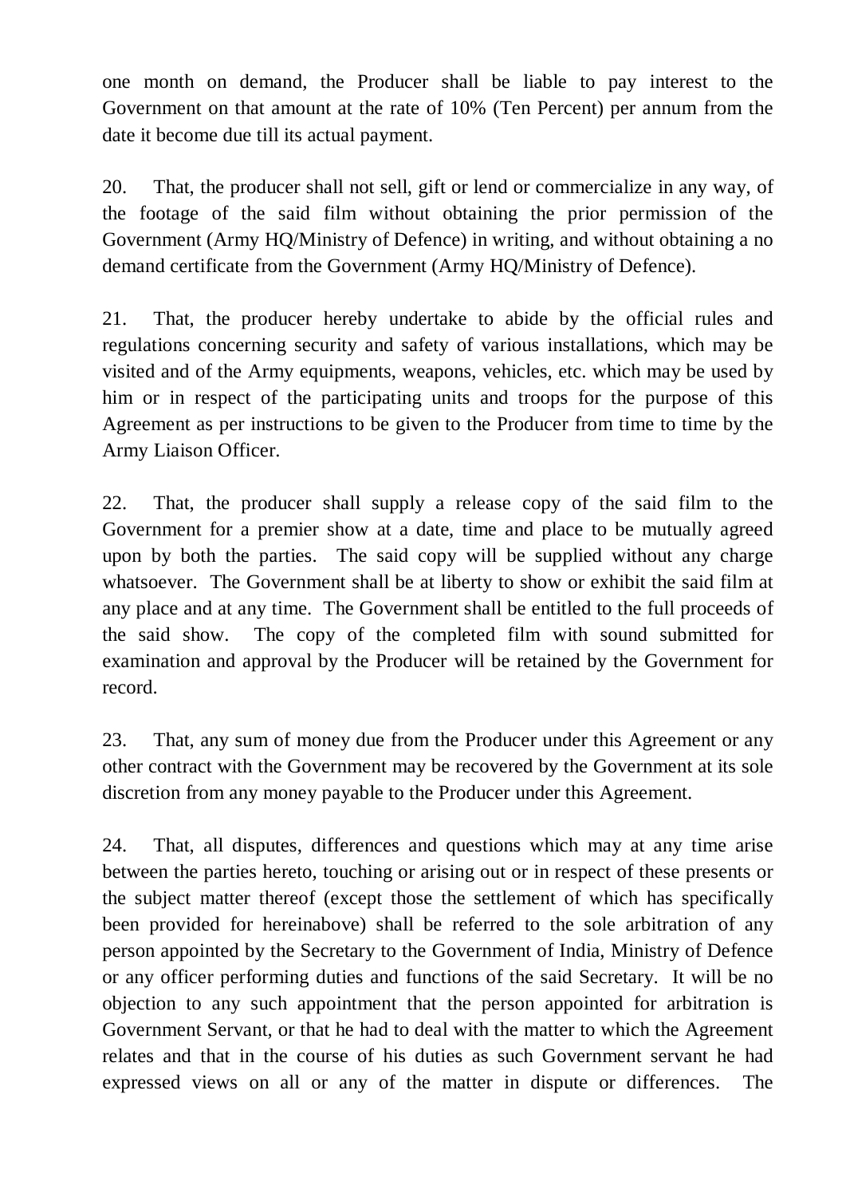one month on demand, the Producer shall be liable to pay interest to the Government on that amount at the rate of 10% (Ten Percent) per annum from the date it become due till its actual payment.

20. That, the producer shall not sell, gift or lend or commercialize in any way, of the footage of the said film without obtaining the prior permission of the Government (Army HQ/Ministry of Defence) in writing, and without obtaining a no demand certificate from the Government (Army HQ/Ministry of Defence).

21. That, the producer hereby undertake to abide by the official rules and regulations concerning security and safety of various installations, which may be visited and of the Army equipments, weapons, vehicles, etc. which may be used by him or in respect of the participating units and troops for the purpose of this Agreement as per instructions to be given to the Producer from time to time by the Army Liaison Officer.

22. That, the producer shall supply a release copy of the said film to the Government for a premier show at a date, time and place to be mutually agreed upon by both the parties. The said copy will be supplied without any charge whatsoever. The Government shall be at liberty to show or exhibit the said film at any place and at any time. The Government shall be entitled to the full proceeds of the said show. The copy of the completed film with sound submitted for examination and approval by the Producer will be retained by the Government for record.

23. That, any sum of money due from the Producer under this Agreement or any other contract with the Government may be recovered by the Government at its sole discretion from any money payable to the Producer under this Agreement.

24. That, all disputes, differences and questions which may at any time arise between the parties hereto, touching or arising out or in respect of these presents or the subject matter thereof (except those the settlement of which has specifically been provided for hereinabove) shall be referred to the sole arbitration of any person appointed by the Secretary to the Government of India, Ministry of Defence or any officer performing duties and functions of the said Secretary. It will be no objection to any such appointment that the person appointed for arbitration is Government Servant, or that he had to deal with the matter to which the Agreement relates and that in the course of his duties as such Government servant he had expressed views on all or any of the matter in dispute or differences. The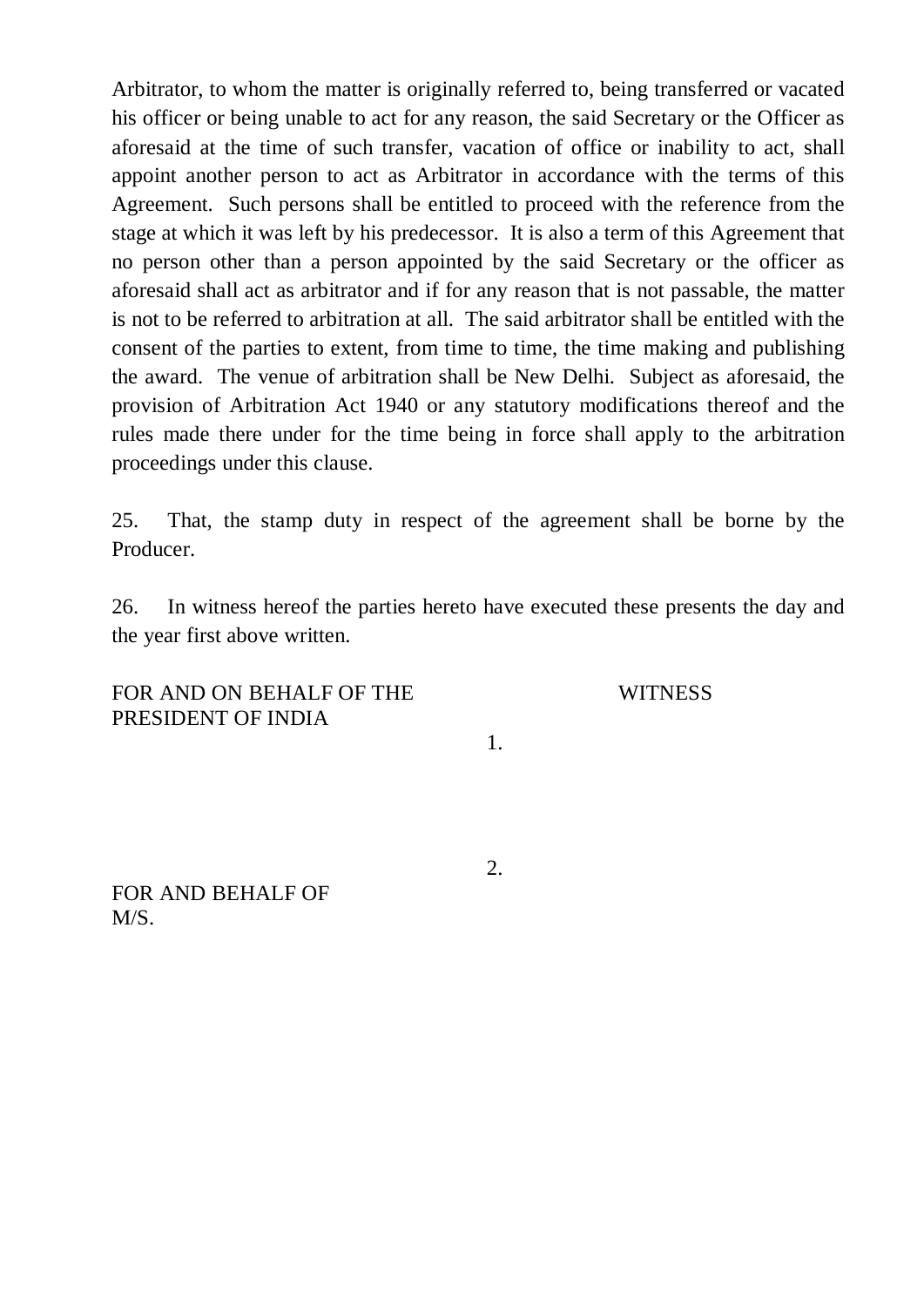Arbitrator, to whom the matter is originally referred to, being transferred or vacated his officer or being unable to act for any reason, the said Secretary or the Officer as aforesaid at the time of such transfer, vacation of office or inability to act, shall appoint another person to act as Arbitrator in accordance with the terms of this Agreement. Such persons shall be entitled to proceed with the reference from the stage at which it was left by his predecessor. It is also a term of this Agreement that no person other than a person appointed by the said Secretary or the officer as aforesaid shall act as arbitrator and if for any reason that is not passable, the matter is not to be referred to arbitration at all. The said arbitrator shall be entitled with the consent of the parties to extent, from time to time, the time making and publishing the award. The venue of arbitration shall be New Delhi. Subject as aforesaid, the provision of Arbitration Act 1940 or any statutory modifications thereof and the rules made there under for the time being in force shall apply to the arbitration proceedings under this clause.

25. That, the stamp duty in respect of the agreement shall be borne by the Producer.

26. In witness hereof the parties hereto have executed these presents the day and the year first above written.

FOR AND ON BEHALF OF THE PRESIDENT OF INDIA

WITNESS

1.

2.

FOR AND BEHALF OF M/S.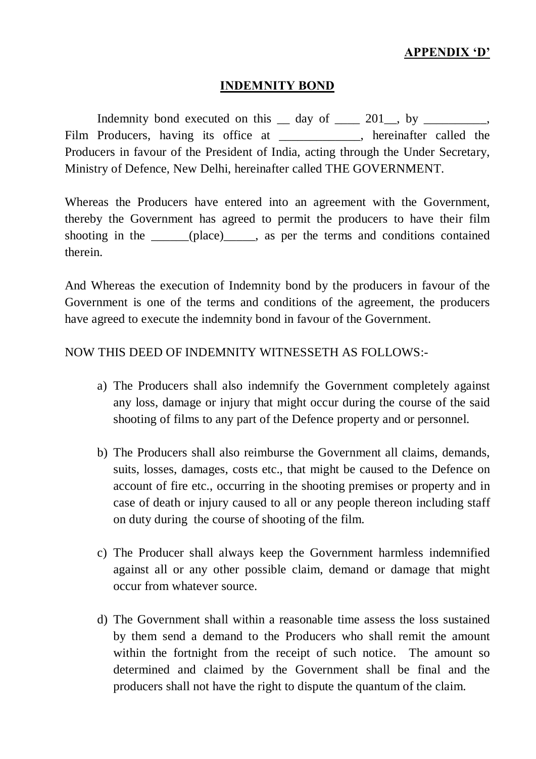**APPENDIX 'D'**

## INDEMNITY BOND

Indemnity bond executed on this __ day of ____ 201__, by __________, Film Producers, having its office at _____________, hereinafter called the Producers in favour of the President of India, acting through the Under Secretary, Ministry of Defence, New Delhi, hereinafter called THE GOVERNMENT.

Whereas the Producers have entered into an agreement with the Government, thereby the Government has agreed to permit the producers to have their film shooting in the ______(place)_____, as per the terms and conditions contained therein.

And Whereas the execution of Indemnity bond by the producers in favour of the Government is one of the terms and conditions of the agreement, the producers have agreed to execute the indemnity bond in favour of the Government.

NOW THIS DEED OF INDEMNITY WITNESSETH AS FOLLOWS:-

a) The Producers shall also indemnify the Government completely against any loss, damage or injury that might occur during the course of the said shooting of films to any part of the Defence property and or personnel.

b) The Producers shall also reimburse the Government all claims, demands, suits, losses, damages, costs etc., that might be caused to the Defence on account of fire etc., occurring in the shooting premises or property and in case of death or injury caused to all or any people thereon including staff on duty during the course of shooting of the film.

c) The Producer shall always keep the Government harmless indemnified against all or any other possible claim, demand or damage that might occur from whatever source.

d) The Government shall within a reasonable time assess the loss sustained by them send a demand to the Producers who shall remit the amount within the fortnight from the receipt of such notice. The amount so determined and claimed by the Government shall be final and the producers shall not have the right to dispute the quantum of the claim.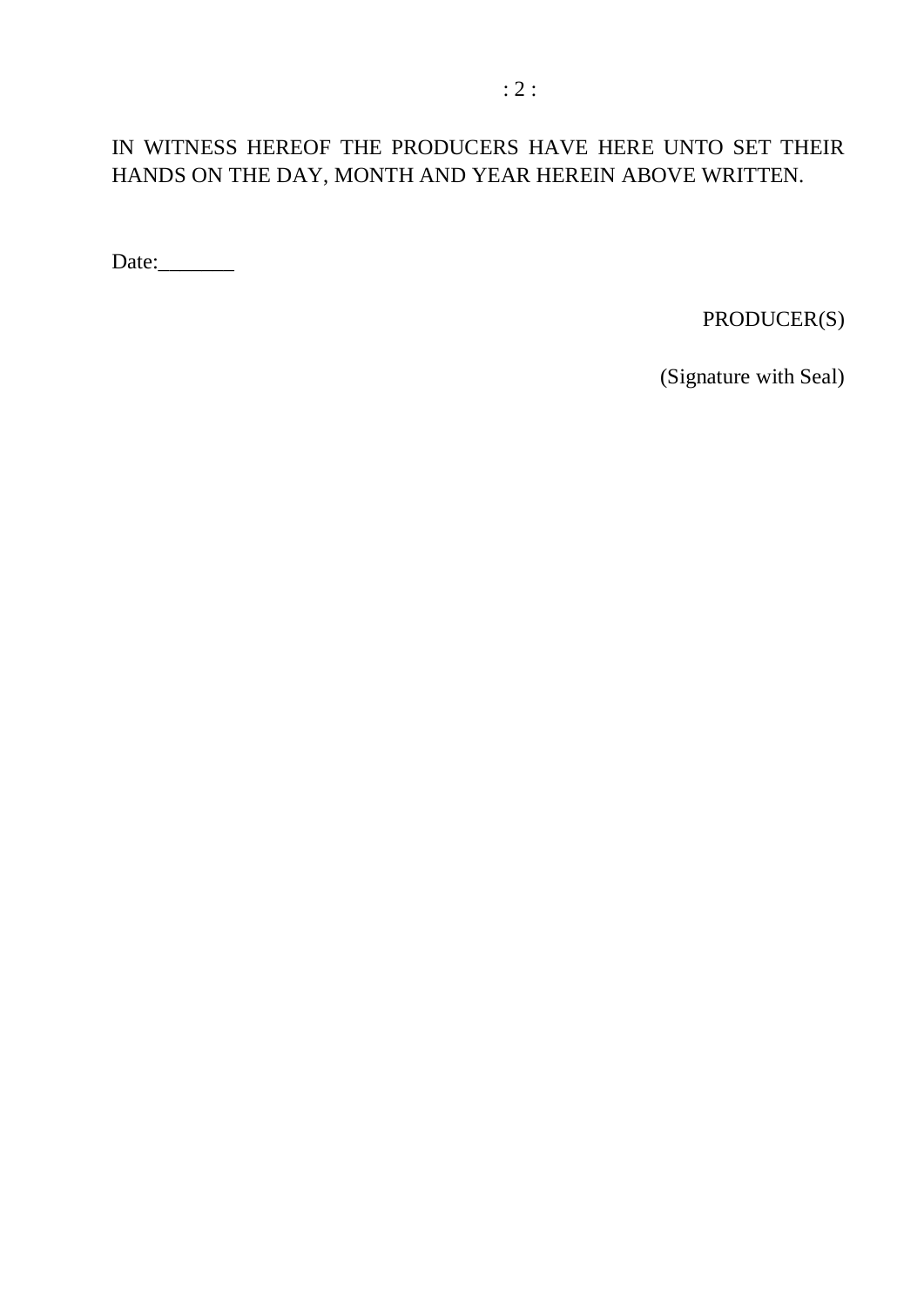IN WITNESS HEREOF THE PRODUCERS HAVE HERE UNTO SET THEIR HANDS ON THE DAY, MONTH AND YEAR HEREIN ABOVE WRITTEN.

Date:_______

PRODUCER(S)

(Signature with Seal)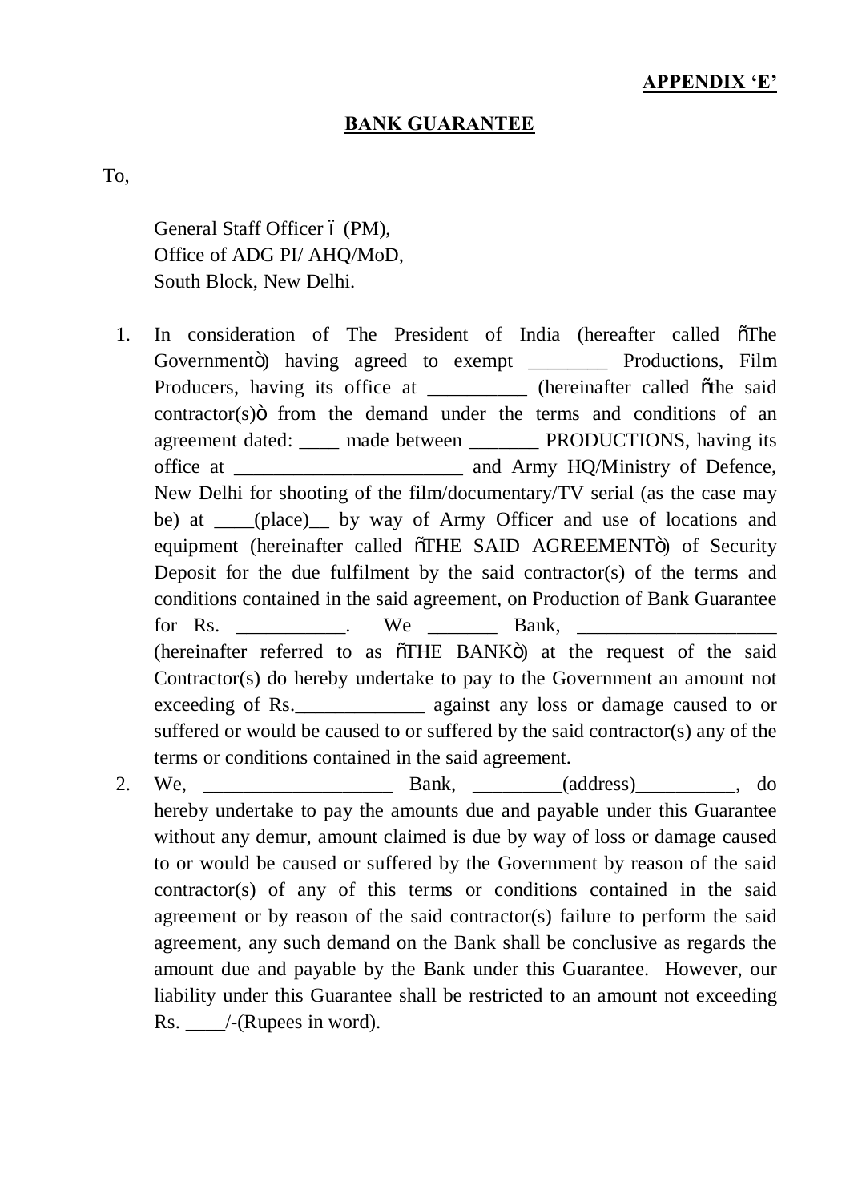**APPENDIX 'E'**

**BANK GUARANTEE**

To,

General Staff Officer – (PM),
Office of ADG PI/ AHQ/MoD,
South Block, New Delhi.

1. In consideration of The President of India (hereafter called "The Government") having agreed to exempt ________ Productions, Film Producers, having its office at __________ (hereinafter called "the said contractor(s)" from the demand under the terms and conditions of an agreement dated: ____ made between _______ PRODUCTIONS, having its office at _______________________ and Army HQ/Ministry of Defence, New Delhi for shooting of the film/documentary/TV serial (as the case may be) at ____(place)__ by way of Army Officer and use of locations and equipment (hereinafter called "THE SAID AGREEMENT") of Security Deposit for the due fulfilment by the said contractor(s) of the terms and conditions contained in the said agreement, on Production of Bank Guarantee for Rs. ___________. We _______ Bank, ____________________ (hereinafter referred to as "THE BANK") at the request of the said Contractor(s) do hereby undertake to pay to the Government an amount not exceeding of Rs._____________ against any loss or damage caused to or suffered or would be caused to or suffered by the said contractor(s) any of the terms or conditions contained in the said agreement.
2. We, ___________________ Bank, _________(address)__________, do hereby undertake to pay the amounts due and payable under this Guarantee without any demur, amount claimed is due by way of loss or damage caused to or would be caused or suffered by the Government by reason of the said contractor(s) of any of this terms or conditions contained in the said agreement or by reason of the said contractor(s) failure to perform the said agreement, any such demand on the Bank shall be conclusive as regards the amount due and payable by the Bank under this Guarantee. However, our liability under this Guarantee shall be restricted to an amount not exceeding Rs. ____/-(Rupees in word).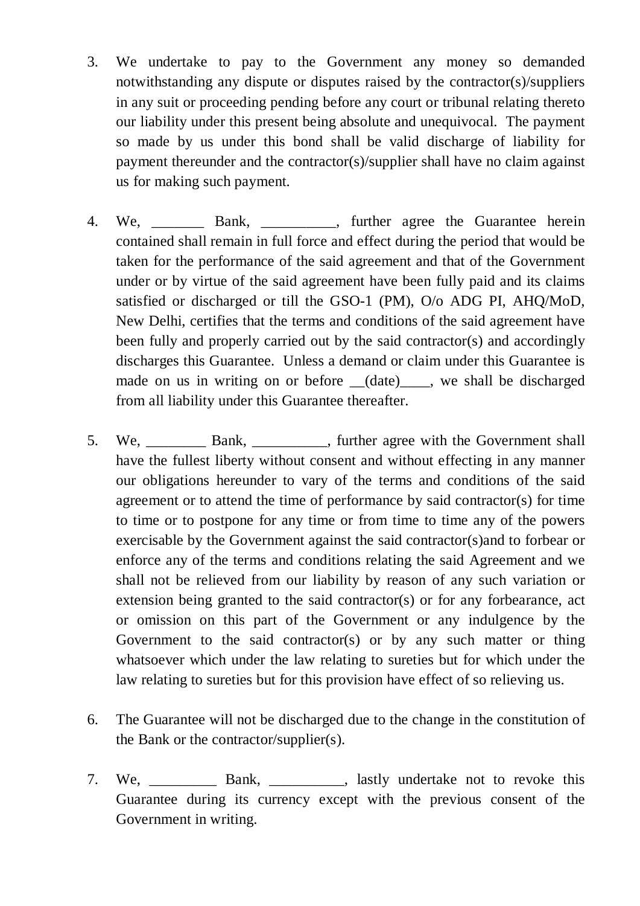3. We undertake to pay to the Government any money so demanded notwithstanding any dispute or disputes raised by the contractor(s)/suppliers in any suit or proceeding pending before any court or tribunal relating thereto our liability under this present being absolute and unequivocal. The payment so made by us under this bond shall be valid discharge of liability for payment thereunder and the contractor(s)/supplier shall have no claim against us for making such payment.

4. We, _______ Bank, __________, further agree the Guarantee herein contained shall remain in full force and effect during the period that would be taken for the performance of the said agreement and that of the Government under or by virtue of the said agreement have been fully paid and its claims satisfied or discharged or till the GSO-1 (PM), O/o ADG PI, AHQ/MoD, New Delhi, certifies that the terms and conditions of the said agreement have been fully and properly carried out by the said contractor(s) and accordingly discharges this Guarantee. Unless a demand or claim under this Guarantee is made on us in writing on or before __(date)____, we shall be discharged from all liability under this Guarantee thereafter.

5. We, ________ Bank, __________, further agree with the Government shall have the fullest liberty without consent and without effecting in any manner our obligations hereunder to vary of the terms and conditions of the said agreement or to attend the time of performance by said contractor(s) for time to time or to postpone for any time or from time to time any of the powers exercisable by the Government against the said contractor(s)and to forbear or enforce any of the terms and conditions relating the said Agreement and we shall not be relieved from our liability by reason of any such variation or extension being granted to the said contractor(s) or for any forbearance, act or omission on this part of the Government or any indulgence by the Government to the said contractor(s) or by any such matter or thing whatsoever which under the law relating to sureties but for which under the law relating to sureties but for this provision have effect of so relieving us.

6. The Guarantee will not be discharged due to the change in the constitution of the Bank or the contractor/supplier(s).

7. We, _________ Bank, __________, lastly undertake not to revoke this Guarantee during its currency except with the previous consent of the Government in writing.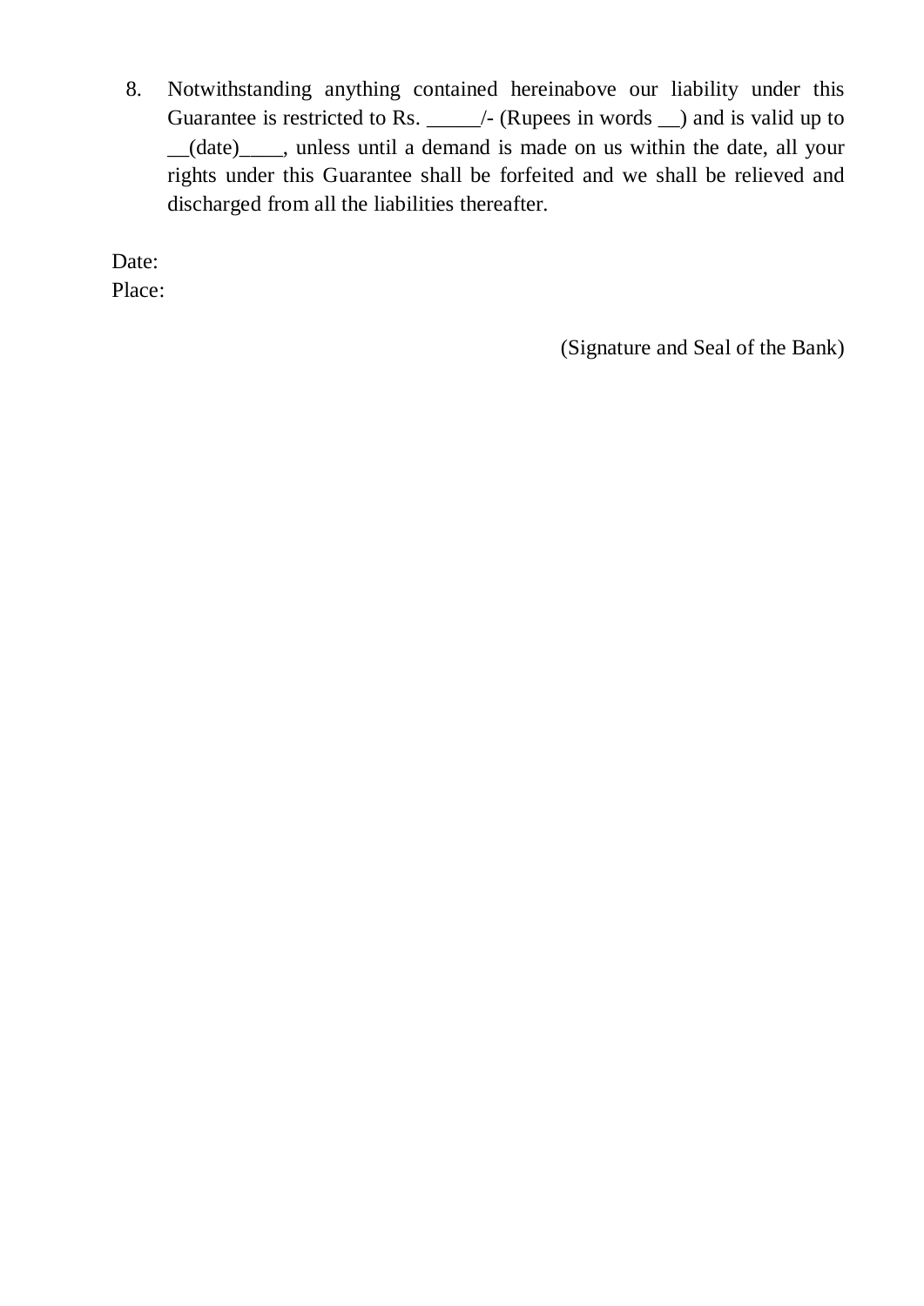8. Notwithstanding anything contained hereinabove our liability under this Guarantee is restricted to Rs. _____/- (Rupees in words __) and is valid up to __(date)____, unless until a demand is made on us within the date, all your rights under this Guarantee shall be forfeited and we shall be relieved and discharged from all the liabilities thereafter.

Date:
Place:

(Signature and Seal of the Bank)